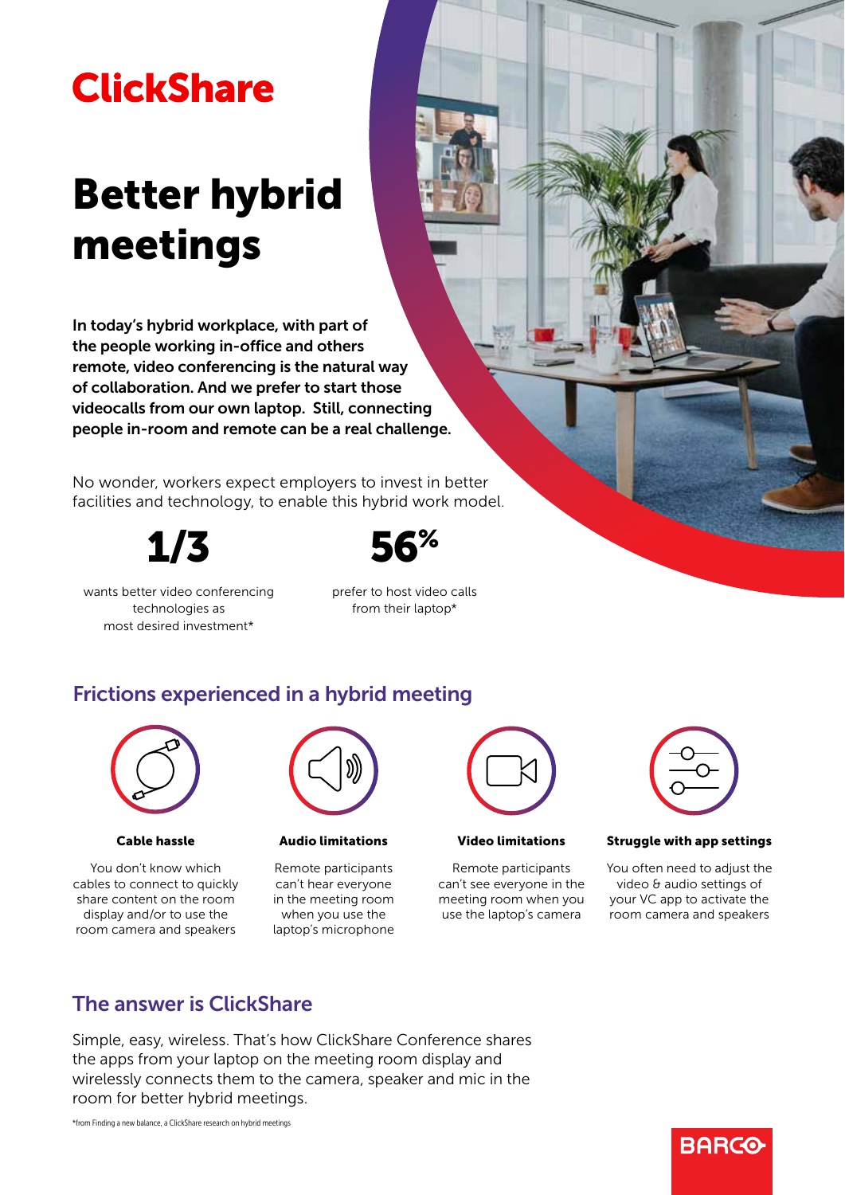# ClickShare

# Better hybrid meetings

**In today's hybrid workplace, with part of the people working in-office and others remote, video conferencing is the natural way of collaboration. And we prefer to start those videocalls from our own laptop. Still, connecting people in-room and remote can be a real challenge.**

No wonder, workers expect employers to invest in better facilities and technology, to enable this hybrid work model.

**1/3**

wants better video conferencing technologies as most desired investment*

**56%**

prefer to host video calls from their laptop*

## Frictions experienced in a hybrid meeting

**Cable hassle**

You don't know which cables to connect to quickly share content on the room display and/or to use the room camera and speakers

**Audio limitations**

Remote participants can't hear everyone in the meeting room when you use the laptop's microphone

**Video limitations**

Remote participants can't see everyone in the meeting room when you use the laptop's camera

**Struggle with app settings**

You often need to adjust the video & audio settings of your VC app to activate the room camera and speakers

## The answer is ClickShare

Simple, easy, wireless. That's how ClickShare Conference shares the apps from your laptop on the meeting room display and wirelessly connects them to the camera, speaker and mic in the room for better hybrid meetings.

*from Finding a new balance, a ClickShare research on hybrid meetings

BARCO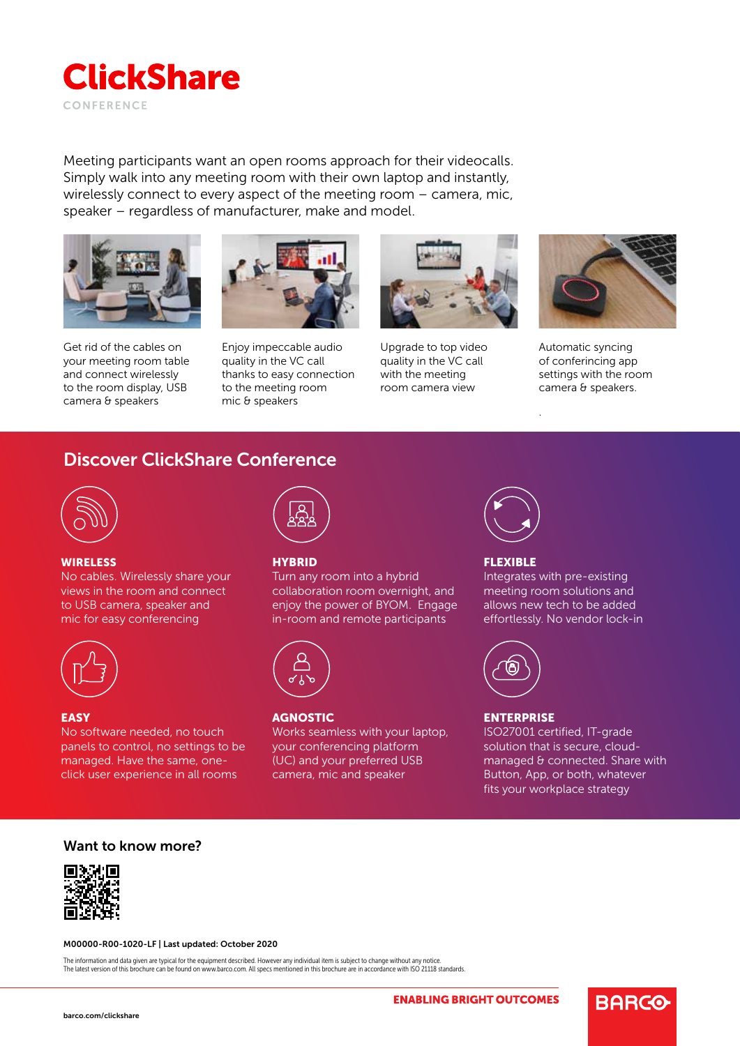# ClickShare

CONFERENCE

Meeting participants want an open rooms approach for their videocalls. Simply walk into any meeting room with their own laptop and instantly, wirelessly connect to every aspect of the meeting room – camera, mic, speaker – regardless of manufacturer, make and model.

Get rid of the cables on your meeting room table and connect wirelessly to the room display, USB camera & speakers

Enjoy impeccable audio quality in the VC call thanks to easy connection to the meeting room mic & speakers

Upgrade to top video quality in the VC call with the meeting room camera view

Automatic syncing of conferincing app settings with the room camera & speakers.

## Discover ClickShare Conference

**WIRELESS**
No cables. Wirelessly share your views in the room and connect to USB camera, speaker and mic for easy conferencing

**HYBRID**
Turn any room into a hybrid collaboration room overnight, and enjoy the power of BYOM. Engage in-room and remote participants

**FLEXIBLE**
Integrates with pre-existing meeting room solutions and allows new tech to be added effortlessly. No vendor lock-in

**EASY**
No software needed, no touch panels to control, no settings to be managed. Have the same, one-click user experience in all rooms

**AGNOSTIC**
Works seamlessly with your laptop, your conferencing platform (UC) and your preferred USB camera, mic and speaker

**ENTERPRISE**
ISO27001 certified, IT-grade solution that is secure, cloud-managed & connected. Share with Button, App, or both, whatever fits your workplace strategy

### Want to know more?

**M00000-R00-1020-LF | Last updated: October 2020**

The information and data given are typical for the equipment described. However any individual item is subject to change without any notice.
The latest version of this brochure can be found on www.barco.com. All specs mentioned in this brochure are in accordance with ISO 21118 standards.

**ENABLING BRIGHT OUTCOMES**

BARCO

barco.com/clickshare